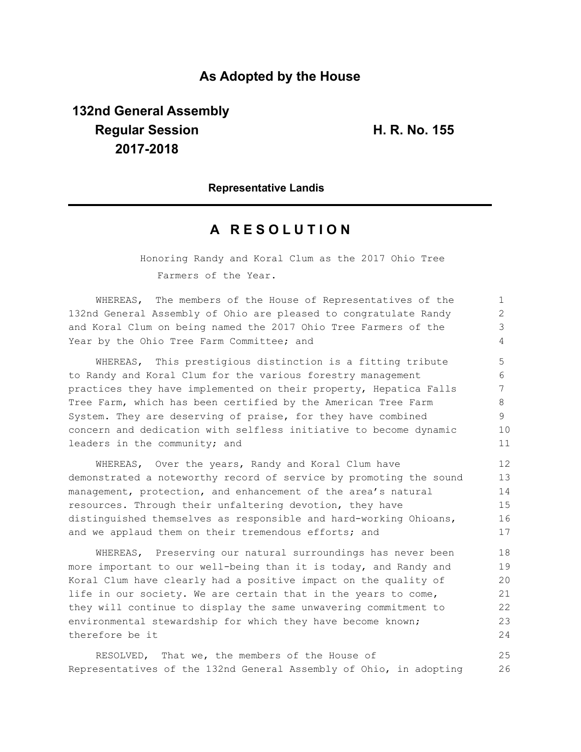# As Adopted by the House

**132nd General Assembly**
**Regular Session**
**2017-2018**

**H. R. No. 155**

**Representative Landis**

## A RESOLUTION

Honoring Randy and Koral Clum as the 2017 Ohio Tree Farmers of the Year.

WHEREAS, The members of the House of Representatives of the 132nd General Assembly of Ohio are pleased to congratulate Randy and Koral Clum on being named the 2017 Ohio Tree Farmers of the Year by the Ohio Tree Farm Committee; and

WHEREAS, This prestigious distinction is a fitting tribute to Randy and Koral Clum for the various forestry management practices they have implemented on their property, Hepatica Falls Tree Farm, which has been certified by the American Tree Farm System. They are deserving of praise, for they have combined concern and dedication with selfless initiative to become dynamic leaders in the community; and

WHEREAS, Over the years, Randy and Koral Clum have demonstrated a noteworthy record of service by promoting the sound management, protection, and enhancement of the area's natural resources. Through their unfaltering devotion, they have distinguished themselves as responsible and hard-working Ohioans, and we applaud them on their tremendous efforts; and

WHEREAS, Preserving our natural surroundings has never been more important to our well-being than it is today, and Randy and Koral Clum have clearly had a positive impact on the quality of life in our society. We are certain that in the years to come, they will continue to display the same unwavering commitment to environmental stewardship for which they have become known; therefore be it

RESOLVED, That we, the members of the House of Representatives of the 132nd General Assembly of Ohio, in adopting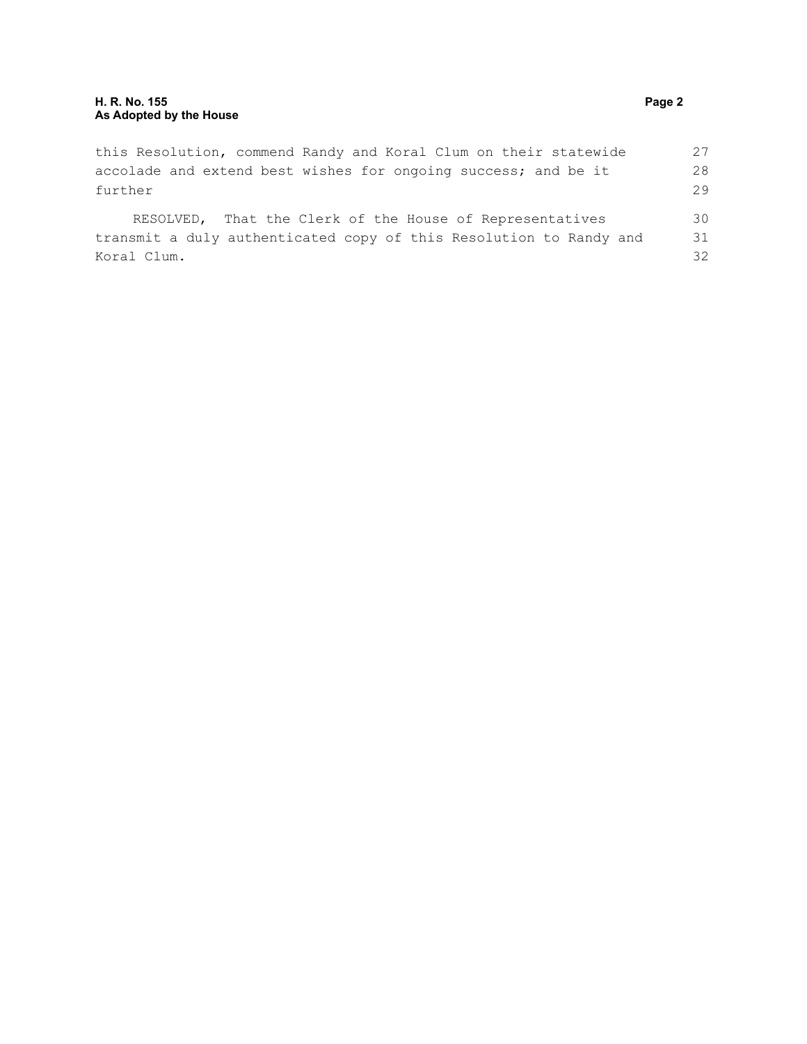this Resolution, commend Randy and Koral Clum on their statewide accolade and extend best wishes for ongoing success; and be it further

RESOLVED, That the Clerk of the House of Representatives transmit a duly authenticated copy of this Resolution to Randy and Koral Clum.